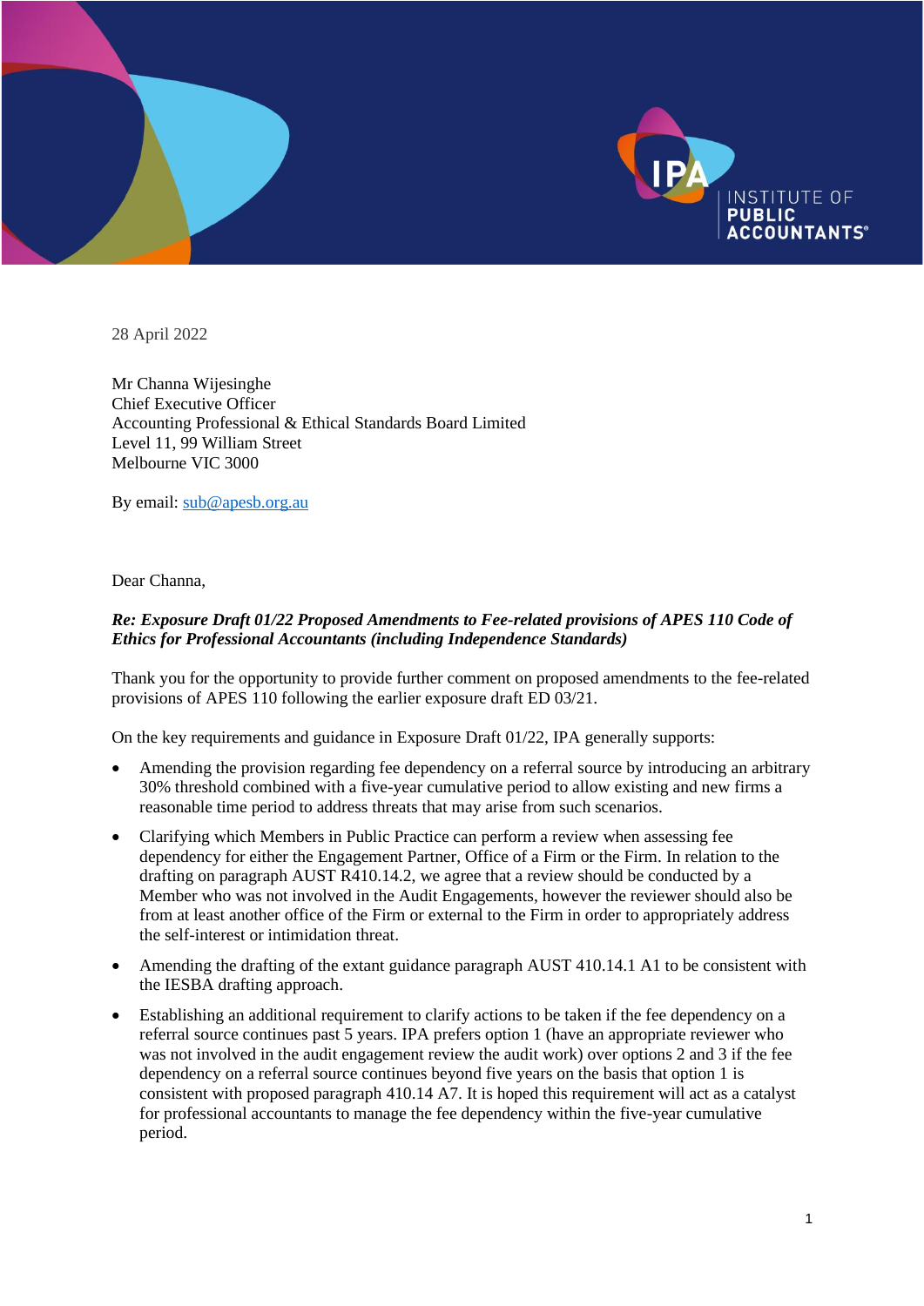28 April 2022

Mr Channa Wijesinghe
Chief Executive Officer
Accounting Professional & Ethical Standards Board Limited
Level 11, 99 William Street
Melbourne VIC 3000

By email: [sub@apesb.org.au](mailto:sub@apesb.org.au)

Dear Channa,

***Re: Exposure Draft 01/22 Proposed Amendments to Fee-related provisions of APES 110 Code of Ethics for Professional Accountants (including Independence Standards)***

Thank you for the opportunity to provide further comment on proposed amendments to the fee-related provisions of APES 110 following the earlier exposure draft ED 03/21.

On the key requirements and guidance in Exposure Draft 01/22, IPA generally supports:

- Amending the provision regarding fee dependency on a referral source by introducing an arbitrary 30% threshold combined with a five-year cumulative period to allow existing and new firms a reasonable time period to address threats that may arise from such scenarios.
- Clarifying which Members in Public Practice can perform a review when assessing fee dependency for either the Engagement Partner, Office of a Firm or the Firm. In relation to the drafting on paragraph AUST R410.14.2, we agree that a review should be conducted by a Member who was not involved in the Audit Engagements, however the reviewer should also be from at least another office of the Firm or external to the Firm in order to appropriately address the self-interest or intimidation threat.
- Amending the drafting of the extant guidance paragraph AUST 410.14.1 A1 to be consistent with the IESBA drafting approach.
- Establishing an additional requirement to clarify actions to be taken if the fee dependency on a referral source continues past 5 years. IPA prefers option 1 (have an appropriate reviewer who was not involved in the audit engagement review the audit work) over options 2 and 3 if the fee dependency on a referral source continues beyond five years on the basis that option 1 is consistent with proposed paragraph 410.14 A7. It is hoped this requirement will act as a catalyst for professional accountants to manage the fee dependency within the five-year cumulative period.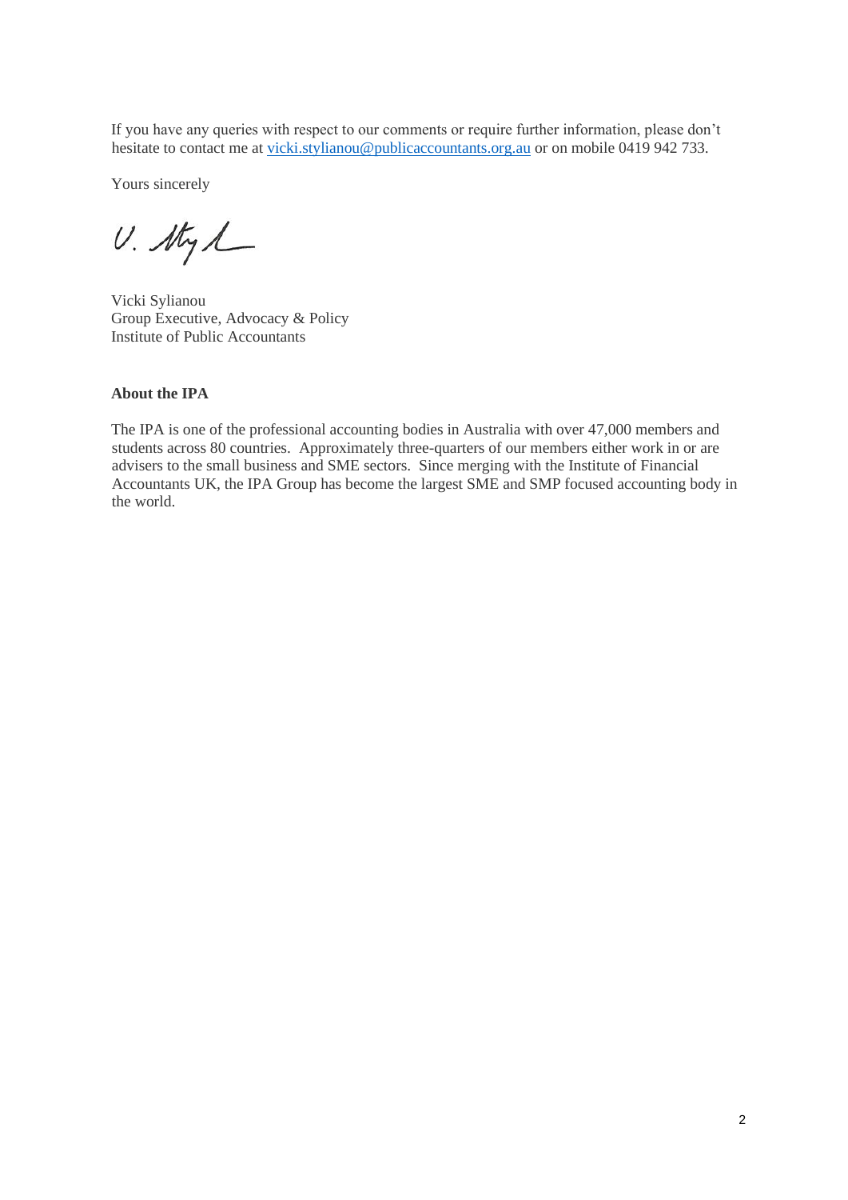If you have any queries with respect to our comments or require further information, please don't hesitate to contact me at vicki.stylianou@publicaccountants.org.au or on mobile 0419 942 733.

Yours sincerely

Vicki Sylianou
Group Executive, Advocacy & Policy
Institute of Public Accountants

**About the IPA**

The IPA is one of the professional accounting bodies in Australia with over 47,000 members and students across 80 countries. Approximately three-quarters of our members either work in or are advisers to the small business and SME sectors. Since merging with the Institute of Financial Accountants UK, the IPA Group has become the largest SME and SMP focused accounting body in the world.